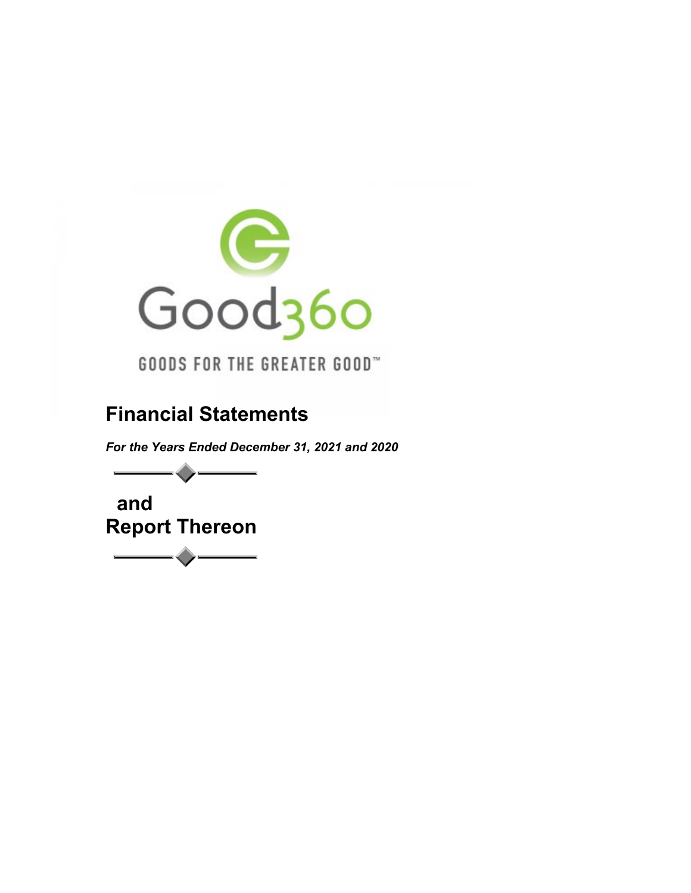Good360

GOODS FOR THE GREATER GOOD™

# Financial Statements

***For the Years Ended December 31, 2021 and 2020***

## and
## Report Thereon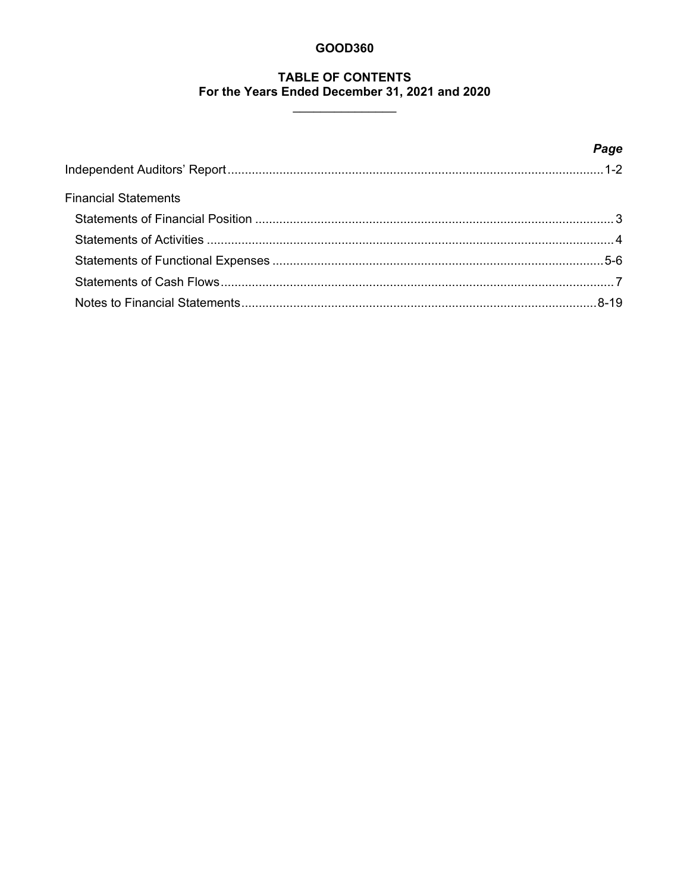# GOOD360

## TABLE OF CONTENTS
## For the Years Ended December 31, 2021 and 2020

| | *Page* |
|---|---|
| Independent Auditors' Report | 1-2 |
| Financial Statements | |
| Statements of Financial Position | 3 |
| Statements of Activities | 4 |
| Statements of Functional Expenses | 5-6 |
| Statements of Cash Flows | 7 |
| Notes to Financial Statements | 8-19 |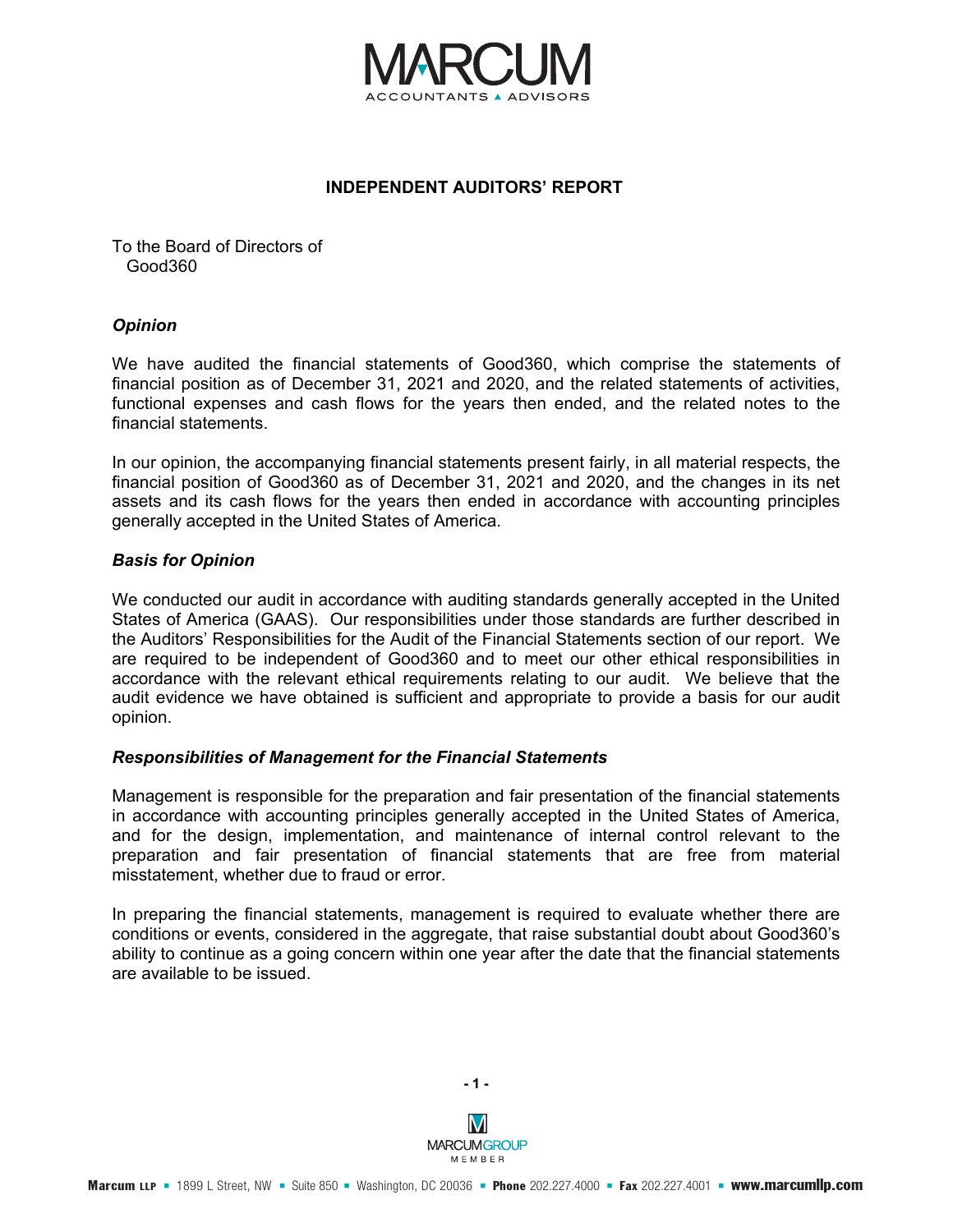## INDEPENDENT AUDITORS' REPORT

To the Board of Directors of
Good360

### *Opinion*

We have audited the financial statements of Good360, which comprise the statements of financial position as of December 31, 2021 and 2020, and the related statements of activities, functional expenses and cash flows for the years then ended, and the related notes to the financial statements.

In our opinion, the accompanying financial statements present fairly, in all material respects, the financial position of Good360 as of December 31, 2021 and 2020, and the changes in its net assets and its cash flows for the years then ended in accordance with accounting principles generally accepted in the United States of America.

### *Basis for Opinion*

We conducted our audit in accordance with auditing standards generally accepted in the United States of America (GAAS). Our responsibilities under those standards are further described in the Auditors' Responsibilities for the Audit of the Financial Statements section of our report. We are required to be independent of Good360 and to meet our other ethical responsibilities in accordance with the relevant ethical requirements relating to our audit. We believe that the audit evidence we have obtained is sufficient and appropriate to provide a basis for our audit opinion.

### *Responsibilities of Management for the Financial Statements*

Management is responsible for the preparation and fair presentation of the financial statements in accordance with accounting principles generally accepted in the United States of America, and for the design, implementation, and maintenance of internal control relevant to the preparation and fair presentation of financial statements that are free from material misstatement, whether due to fraud or error.

In preparing the financial statements, management is required to evaluate whether there are conditions or events, considered in the aggregate, that raise substantial doubt about Good360's ability to continue as a going concern within one year after the date that the financial statements are available to be issued.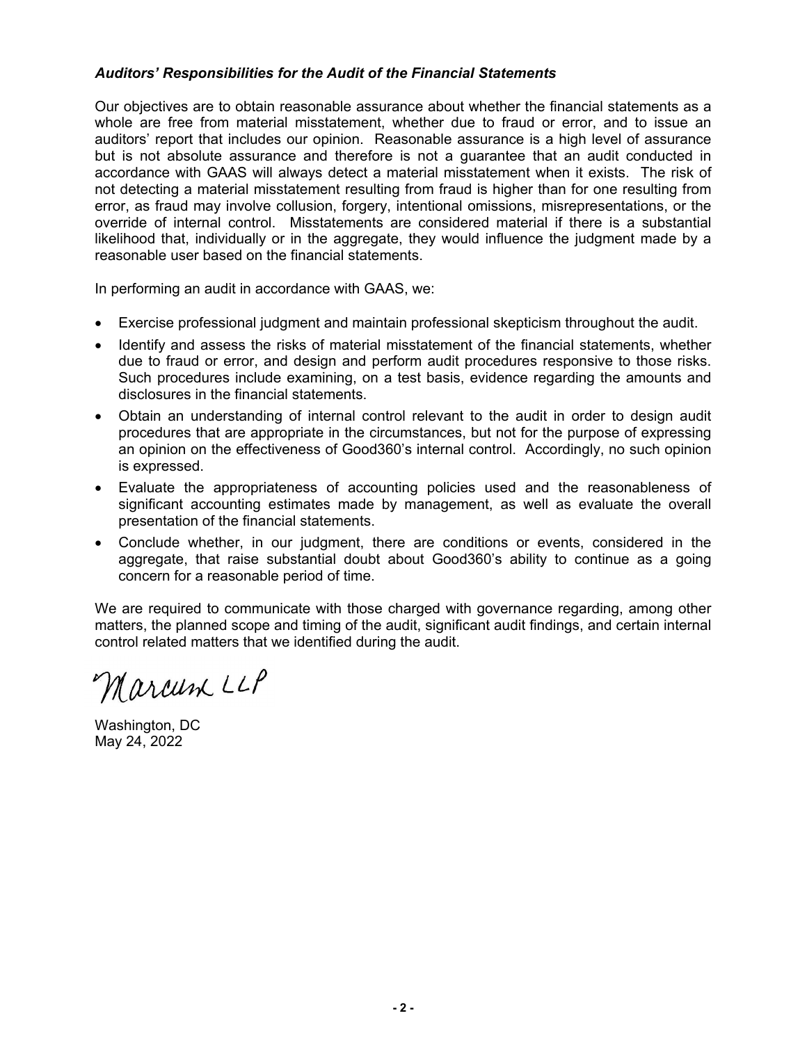### *Auditors' Responsibilities for the Audit of the Financial Statements*

Our objectives are to obtain reasonable assurance about whether the financial statements as a whole are free from material misstatement, whether due to fraud or error, and to issue an auditors' report that includes our opinion. Reasonable assurance is a high level of assurance but is not absolute assurance and therefore is not a guarantee that an audit conducted in accordance with GAAS will always detect a material misstatement when it exists. The risk of not detecting a material misstatement resulting from fraud is higher than for one resulting from error, as fraud may involve collusion, forgery, intentional omissions, misrepresentations, or the override of internal control. Misstatements are considered material if there is a substantial likelihood that, individually or in the aggregate, they would influence the judgment made by a reasonable user based on the financial statements.

In performing an audit in accordance with GAAS, we:

- Exercise professional judgment and maintain professional skepticism throughout the audit.
- Identify and assess the risks of material misstatement of the financial statements, whether due to fraud or error, and design and perform audit procedures responsive to those risks. Such procedures include examining, on a test basis, evidence regarding the amounts and disclosures in the financial statements.
- Obtain an understanding of internal control relevant to the audit in order to design audit procedures that are appropriate in the circumstances, but not for the purpose of expressing an opinion on the effectiveness of Good360's internal control. Accordingly, no such opinion is expressed.
- Evaluate the appropriateness of accounting policies used and the reasonableness of significant accounting estimates made by management, as well as evaluate the overall presentation of the financial statements.
- Conclude whether, in our judgment, there are conditions or events, considered in the aggregate, that raise substantial doubt about Good360's ability to continue as a going concern for a reasonable period of time.

We are required to communicate with those charged with governance regarding, among other matters, the planned scope and timing of the audit, significant audit findings, and certain internal control related matters that we identified during the audit.

Marcum LLP

Washington, DC
May 24, 2022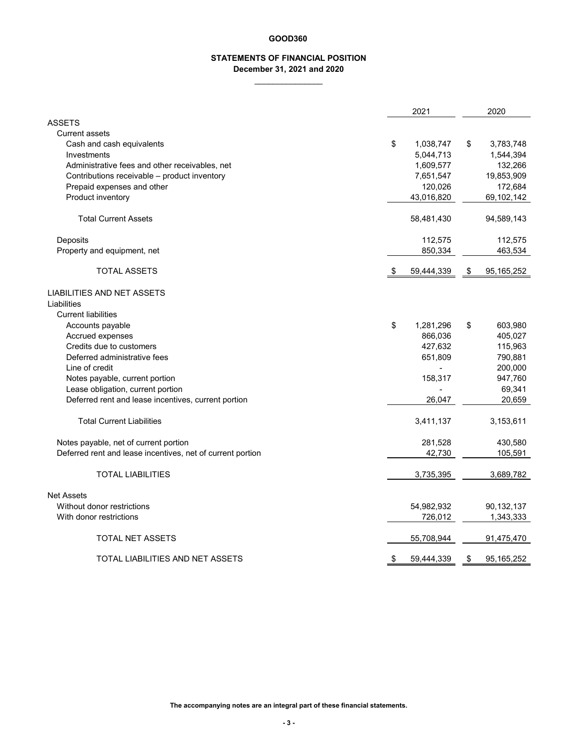# GOOD360

## STATEMENTS OF FINANCIAL POSITION

### December 31, 2021 and 2020

| | 2021 | 2020 |
|---|---|---|
| **ASSETS** | | |
| Current assets | | |
| Cash and cash equivalents | $ 1,038,747 | $ 3,783,748 |
| Investments | 5,044,713 | 1,544,394 |
| Administrative fees and other receivables, net | 1,609,577 | 132,266 |
| Contributions receivable – product inventory | 7,651,547 | 19,853,909 |
| Prepaid expenses and other | 120,026 | 172,684 |
| Product inventory | 43,016,820 | 69,102,142 |
| Total Current Assets | 58,481,430 | 94,589,143 |
| Deposits | 112,575 | 112,575 |
| Property and equipment, net | 850,334 | 463,534 |
| TOTAL ASSETS | $ 59,444,339 | $ 95,165,252 |
| **LIABILITIES AND NET ASSETS** | | |
| Liabilities | | |
| Current liabilities | | |
| Accounts payable | $ 1,281,296 | $ 603,980 |
| Accrued expenses | 866,036 | 405,027 |
| Credits due to customers | 427,632 | 115,963 |
| Deferred administrative fees | 651,809 | 790,881 |
| Line of credit | - | 200,000 |
| Notes payable, current portion | 158,317 | 947,760 |
| Lease obligation, current portion | - | 69,341 |
| Deferred rent and lease incentives, current portion | 26,047 | 20,659 |
| Total Current Liabilities | 3,411,137 | 3,153,611 |
| Notes payable, net of current portion | 281,528 | 430,580 |
| Deferred rent and lease incentives, net of current portion | 42,730 | 105,591 |
| TOTAL LIABILITIES | 3,735,395 | 3,689,782 |
| Net Assets | | |
| Without donor restrictions | 54,982,932 | 90,132,137 |
| With donor restrictions | 726,012 | 1,343,333 |
| TOTAL NET ASSETS | 55,708,944 | 91,475,470 |
| TOTAL LIABILITIES AND NET ASSETS | $ 59,444,339 | $ 95,165,252 |

**The accompanying notes are an integral part of these financial statements.**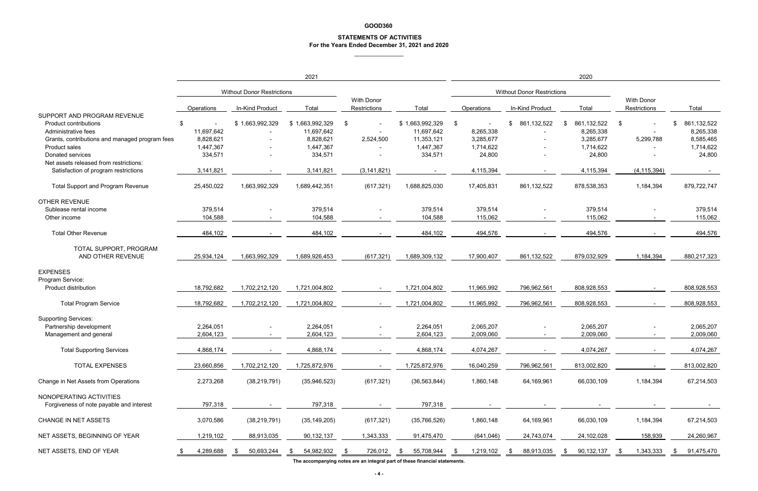# GOOD360

## STATEMENTS OF ACTIVITIES
### For the Years Ended December 31, 2021 and 2020

| | 2021 | | | | | 2020 | | | | |
|---|---|---|---|---|---|---|---|---|---|---|
| | Without Donor Restrictions | | | | | Without Donor Restrictions | | | | |
| | Operations | In-Kind Product | Total | With Donor Restrictions | Total | Operations | In-Kind Product | Total | With Donor Restrictions | Total |
| SUPPORT AND PROGRAM REVENUE | | | | | | | | | | |
| Product contributions | $ - | $ 1,663,992,329 | $ 1,663,992,329 | $ - | $ 1,663,992,329 | $ - | $ 861,132,522 | $ 861,132,522 | $ - | $ 861,132,522 |
| Administrative fees | 11,697,642 | - | 11,697,642 | - | 11,697,642 | 8,265,338 | - | 8,265,338 | - | 8,265,338 |
| Grants, contributions and managed program fees | 8,828,621 | - | 8,828,621 | 2,524,500 | 11,353,121 | 3,285,677 | - | 3,285,677 | 5,299,788 | 8,585,465 |
| Product sales | 1,447,367 | - | 1,447,367 | - | 1,447,367 | 1,714,622 | - | 1,714,622 | - | 1,714,622 |
| Donated services | 334,571 | - | 334,571 | - | 334,571 | 24,800 | - | 24,800 | - | 24,800 |
| Net assets released from restrictions: | | | | | | | | | | |
| Satisfaction of program restrictions | 3,141,821 | - | 3,141,821 | (3,141,821) | - | 4,115,394 | - | 4,115,394 | (4,115,394) | - |
| Total Support and Program Revenue | 25,450,022 | 1,663,992,329 | 1,689,442,351 | (617,321) | 1,688,825,030 | 17,405,831 | 861,132,522 | 878,538,353 | 1,184,394 | 879,722,747 |
| OTHER REVENUE | | | | | | | | | | |
| Sublease rental income | 379,514 | - | 379,514 | - | 379,514 | 379,514 | - | 379,514 | - | 379,514 |
| Other income | 104,588 | - | 104,588 | - | 104,588 | 115,062 | - | 115,062 | - | 115,062 |
| Total Other Revenue | 484,102 | - | 484,102 | - | 484,102 | 494,576 | - | 494,576 | - | 494,576 |
| TOTAL SUPPORT, PROGRAM AND OTHER REVENUE | 25,934,124 | 1,663,992,329 | 1,689,926,453 | (617,321) | 1,689,309,132 | 17,900,407 | 861,132,522 | 879,032,929 | 1,184,394 | 880,217,323 |
| EXPENSES | | | | | | | | | | |
| Program Service: | | | | | | | | | | |
| Product distribution | 18,792,682 | 1,702,212,120 | 1,721,004,802 | - | 1,721,004,802 | 11,965,992 | 796,962,561 | 808,928,553 | - | 808,928,553 |
| Total Program Service | 18,792,682 | 1,702,212,120 | 1,721,004,802 | - | 1,721,004,802 | 11,965,992 | 796,962,561 | 808,928,553 | - | 808,928,553 |
| Supporting Services: | | | | | | | | | | |
| Partnership development | 2,264,051 | - | 2,264,051 | - | 2,264,051 | 2,065,207 | - | 2,065,207 | - | 2,065,207 |
| Management and general | 2,604,123 | - | 2,604,123 | - | 2,604,123 | 2,009,060 | - | 2,009,060 | - | 2,009,060 |
| Total Supporting Services | 4,868,174 | - | 4,868,174 | - | 4,868,174 | 4,074,267 | - | 4,074,267 | - | 4,074,267 |
| TOTAL EXPENSES | 23,660,856 | 1,702,212,120 | 1,725,872,976 | - | 1,725,872,976 | 16,040,259 | 796,962,561 | 813,002,820 | - | 813,002,820 |
| Change in Net Assets from Operations | 2,273,268 | (38,219,791) | (35,946,523) | (617,321) | (36,563,844) | 1,860,148 | 64,169,961 | 66,030,109 | 1,184,394 | 67,214,503 |
| NONOPERATING ACTIVITIES | | | | | | | | | | |
| Forgiveness of note payable and interest | 797,318 | - | 797,318 | - | 797,318 | - | - | - | - | - |
| CHANGE IN NET ASSETS | 3,070,586 | (38,219,791) | (35,149,205) | (617,321) | (35,766,526) | 1,860,148 | 64,169,961 | 66,030,109 | 1,184,394 | 67,214,503 |
| NET ASSETS, BEGINNING OF YEAR | 1,219,102 | 88,913,035 | 90,132,137 | 1,343,333 | 91,475,470 | (641,046) | 24,743,074 | 24,102,028 | 158,939 | 24,260,967 |
| NET ASSETS, END OF YEAR | $ 4,289,688 | $ 50,693,244 | $ 54,982,932 | $ 726,012 | $ 55,708,944 | $ 1,219,102 | $ 88,913,035 | $ 90,132,137 | $ 1,343,333 | $ 91,475,470 |

**The accompanying notes are an integral part of these financial statements.**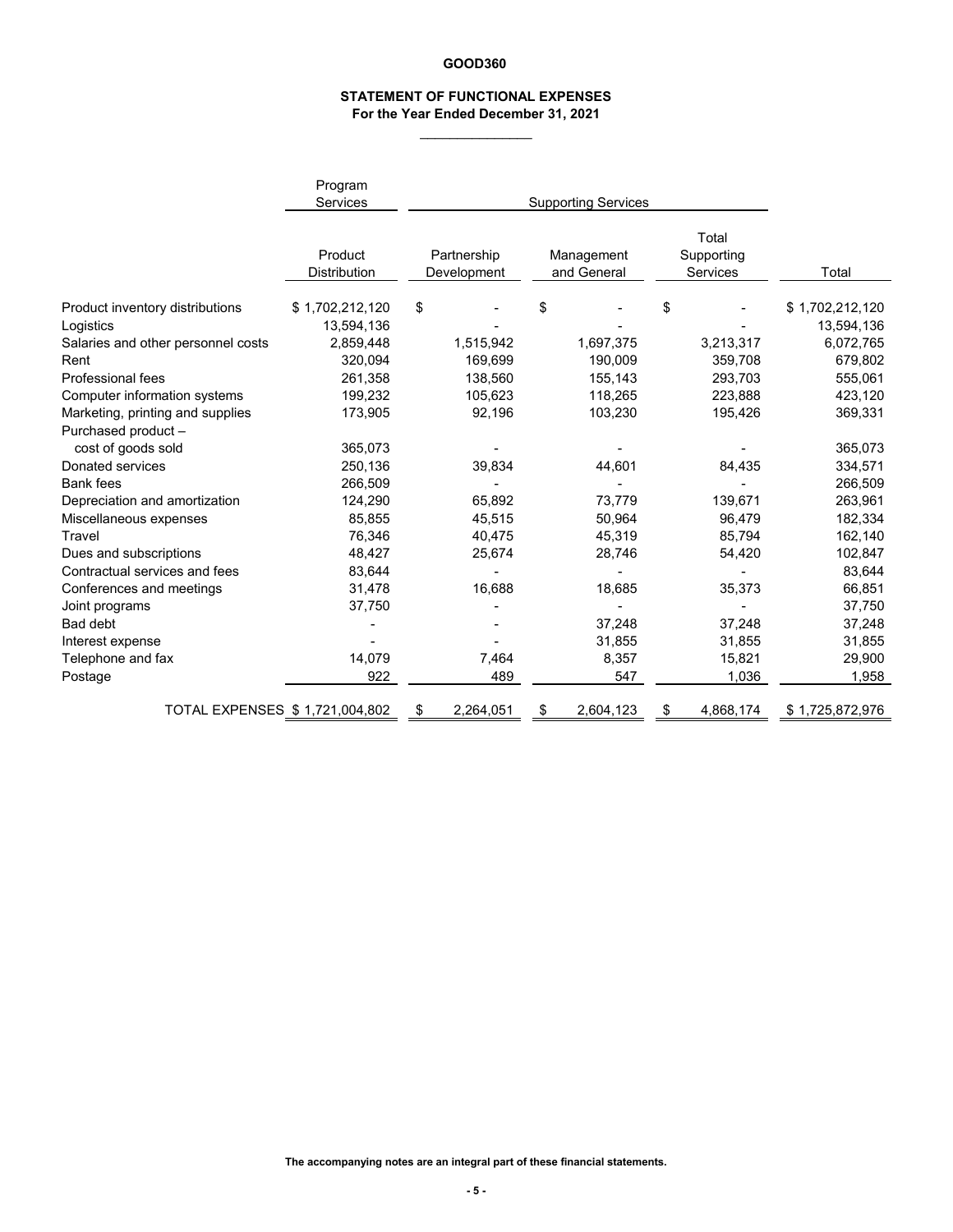# GOOD360

## STATEMENT OF FUNCTIONAL EXPENSES
**For the Year Ended December 31, 2021**

| | Program Services | Supporting Services | | | |
|---|---|---|---|---|---|
| | Product Distribution | Partnership Development | Management and General | Total Supporting Services | Total |
| Product inventory distributions | $ 1,702,212,120 | $ - | $ - | $ - | $ 1,702,212,120 |
| Logistics | 13,594,136 | - | - | - | 13,594,136 |
| Salaries and other personnel costs | 2,859,448 | 1,515,942 | 1,697,375 | 3,213,317 | 6,072,765 |
| Rent | 320,094 | 169,699 | 190,009 | 359,708 | 679,802 |
| Professional fees | 261,358 | 138,560 | 155,143 | 293,703 | 555,061 |
| Computer information systems | 199,232 | 105,623 | 118,265 | 223,888 | 423,120 |
| Marketing, printing and supplies | 173,905 | 92,196 | 103,230 | 195,426 | 369,331 |
| Purchased product – cost of goods sold | 365,073 | - | - | - | 365,073 |
| Donated services | 250,136 | 39,834 | 44,601 | 84,435 | 334,571 |
| Bank fees | 266,509 | - | - | - | 266,509 |
| Depreciation and amortization | 124,290 | 65,892 | 73,779 | 139,671 | 263,961 |
| Miscellaneous expenses | 85,855 | 45,515 | 50,964 | 96,479 | 182,334 |
| Travel | 76,346 | 40,475 | 45,319 | 85,794 | 162,140 |
| Dues and subscriptions | 48,427 | 25,674 | 28,746 | 54,420 | 102,847 |
| Contractual services and fees | 83,644 | - | - | - | 83,644 |
| Conferences and meetings | 31,478 | 16,688 | 18,685 | 35,373 | 66,851 |
| Joint programs | 37,750 | - | - | - | 37,750 |
| Bad debt | - | - | 37,248 | 37,248 | 37,248 |
| Interest expense | - | - | 31,855 | 31,855 | 31,855 |
| Telephone and fax | 14,079 | 7,464 | 8,357 | 15,821 | 29,900 |
| Postage | 922 | 489 | 547 | 1,036 | 1,958 |
| TOTAL EXPENSES | $ 1,721,004,802 | $ 2,264,051 | $ 2,604,123 | $ 4,868,174 | $ 1,725,872,976 |

**The accompanying notes are an integral part of these financial statements.**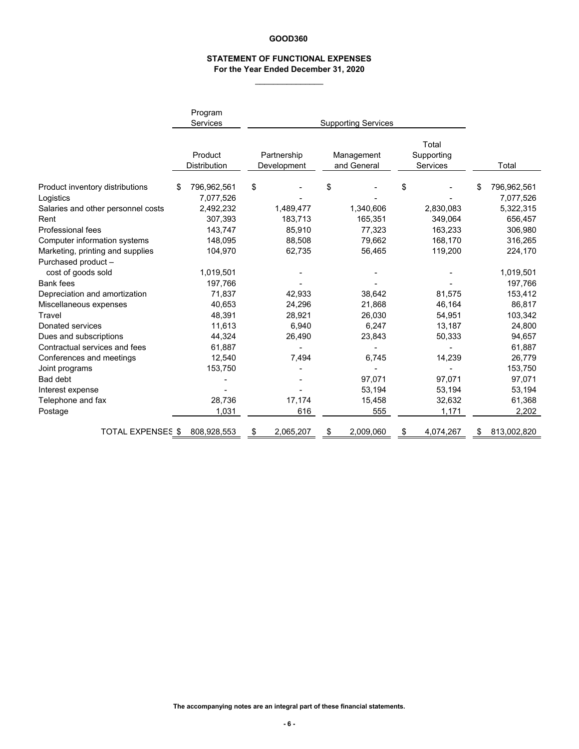**GOOD360**

**STATEMENT OF FUNCTIONAL EXPENSES**
**For the Year Ended December 31, 2020**

| | Program Services | Supporting Services | | | |
|---|---|---|---|---|---|
| | Product Distribution | Partnership Development | Management and General | Total Supporting Services | Total |
| Product inventory distributions | $ 796,962,561 | $ - | $ - | $ - | $ 796,962,561 |
| Logistics | 7,077,526 | - | | - | 7,077,526 |
| Salaries and other personnel costs | 2,492,232 | 1,489,477 | 1,340,606 | 2,830,083 | 5,322,315 |
| Rent | 307,393 | 183,713 | 165,351 | 349,064 | 656,457 |
| Professional fees | 143,747 | 85,910 | 77,323 | 163,233 | 306,980 |
| Computer information systems | 148,095 | 88,508 | 79,662 | 168,170 | 316,265 |
| Marketing, printing and supplies | 104,970 | 62,735 | 56,465 | 119,200 | 224,170 |
| Purchased product – cost of goods sold | 1,019,501 | - | - | - | 1,019,501 |
| Bank fees | 197,766 | - | - | - | 197,766 |
| Depreciation and amortization | 71,837 | 42,933 | 38,642 | 81,575 | 153,412 |
| Miscellaneous expenses | 40,653 | 24,296 | 21,868 | 46,164 | 86,817 |
| Travel | 48,391 | 28,921 | 26,030 | 54,951 | 103,342 |
| Donated services | 11,613 | 6,940 | 6,247 | 13,187 | 24,800 |
| Dues and subscriptions | 44,324 | 26,490 | 23,843 | 50,333 | 94,657 |
| Contractual services and fees | 61,887 | - | - | - | 61,887 |
| Conferences and meetings | 12,540 | 7,494 | 6,745 | 14,239 | 26,779 |
| Joint programs | 153,750 | - | - | - | 153,750 |
| Bad debt | - | - | 97,071 | 97,071 | 97,071 |
| Interest expense | - | - | 53,194 | 53,194 | 53,194 |
| Telephone and fax | 28,736 | 17,174 | 15,458 | 32,632 | 61,368 |
| Postage | 1,031 | 616 | 555 | 1,171 | 2,202 |
| TOTAL EXPENSES | $ 808,928,553 | $ 2,065,207 | $ 2,009,060 | $ 4,074,267 | $ 813,002,820 |

**The accompanying notes are an integral part of these financial statements.**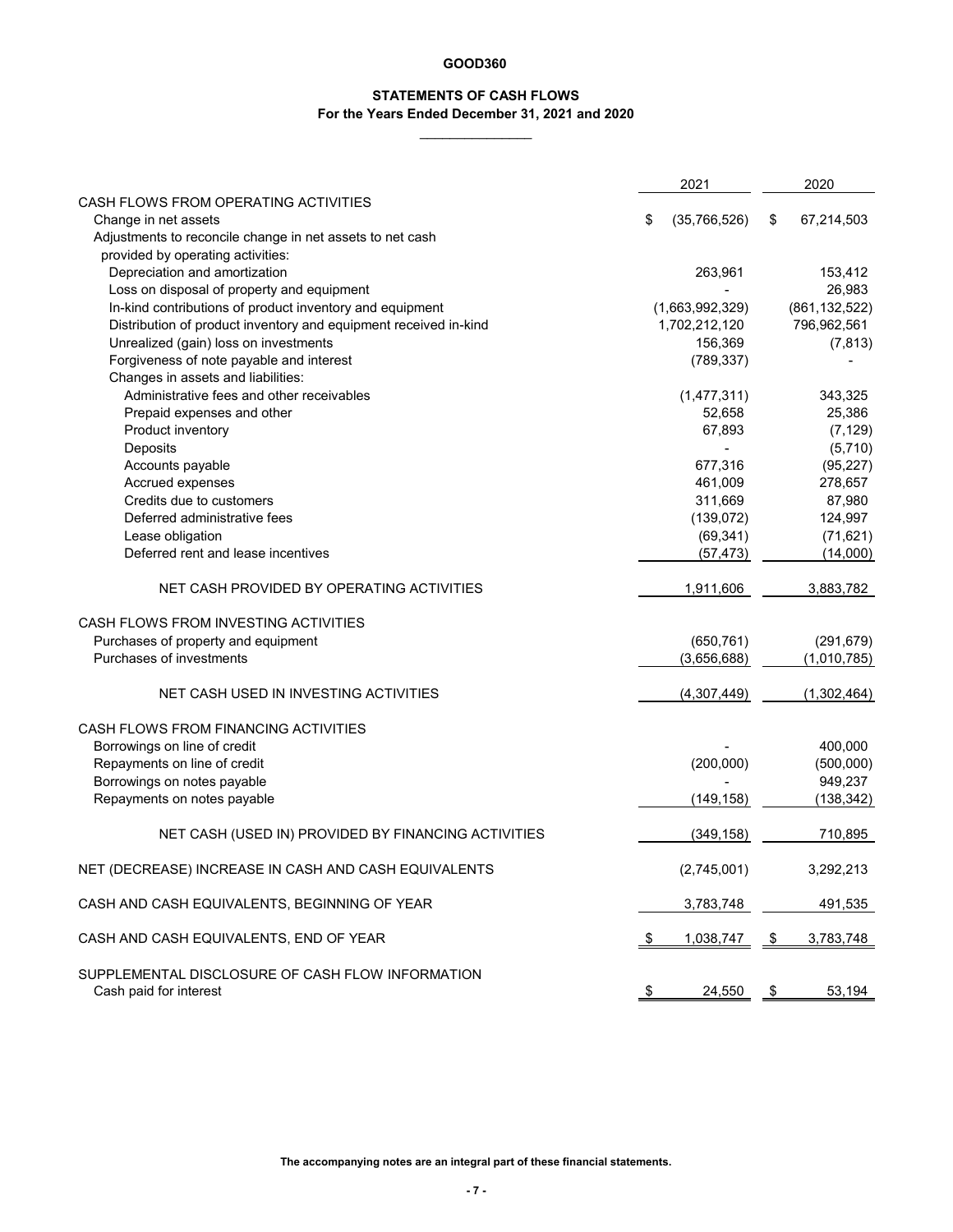# GOOD360

## STATEMENTS OF CASH FLOWS
### For the Years Ended December 31, 2021 and 2020

| | 2021 | 2020 |
|---|---|---|
| **CASH FLOWS FROM OPERATING ACTIVITIES** | | |
| Change in net assets | $ (35,766,526) | $ 67,214,503 |
| Adjustments to reconcile change in net assets to net cash provided by operating activities: | | |
| Depreciation and amortization | 263,961 | 153,412 |
| Loss on disposal of property and equipment | - | 26,983 |
| In-kind contributions of product inventory and equipment | (1,663,992,329) | (861,132,522) |
| Distribution of product inventory and equipment received in-kind | 1,702,212,120 | 796,962,561 |
| Unrealized (gain) loss on investments | 156,369 | (7,813) |
| Forgiveness of note payable and interest | (789,337) | - |
| Changes in assets and liabilities: | | |
| Administrative fees and other receivables | (1,477,311) | 343,325 |
| Prepaid expenses and other | 52,658 | 25,386 |
| Product inventory | 67,893 | (7,129) |
| Deposits | - | (5,710) |
| Accounts payable | 677,316 | (95,227) |
| Accrued expenses | 461,009 | 278,657 |
| Credits due to customers | 311,669 | 87,980 |
| Deferred administrative fees | (139,072) | 124,997 |
| Lease obligation | (69,341) | (71,621) |
| Deferred rent and lease incentives | (57,473) | (14,000) |
| NET CASH PROVIDED BY OPERATING ACTIVITIES | 1,911,606 | 3,883,782 |
| **CASH FLOWS FROM INVESTING ACTIVITIES** | | |
| Purchases of property and equipment | (650,761) | (291,679) |
| Purchases of investments | (3,656,688) | (1,010,785) |
| NET CASH USED IN INVESTING ACTIVITIES | (4,307,449) | (1,302,464) |
| **CASH FLOWS FROM FINANCING ACTIVITIES** | | |
| Borrowings on line of credit | - | 400,000 |
| Repayments on line of credit | (200,000) | (500,000) |
| Borrowings on notes payable | - | 949,237 |
| Repayments on notes payable | (149,158) | (138,342) |
| NET CASH (USED IN) PROVIDED BY FINANCING ACTIVITIES | (349,158) | 710,895 |
| NET (DECREASE) INCREASE IN CASH AND CASH EQUIVALENTS | (2,745,001) | 3,292,213 |
| CASH AND CASH EQUIVALENTS, BEGINNING OF YEAR | 3,783,748 | 491,535 |
| CASH AND CASH EQUIVALENTS, END OF YEAR | $ 1,038,747 | $ 3,783,748 |
| **SUPPLEMENTAL DISCLOSURE OF CASH FLOW INFORMATION** | | |
| Cash paid for interest | $ 24,550 | $ 53,194 |

**The accompanying notes are an integral part of these financial statements.**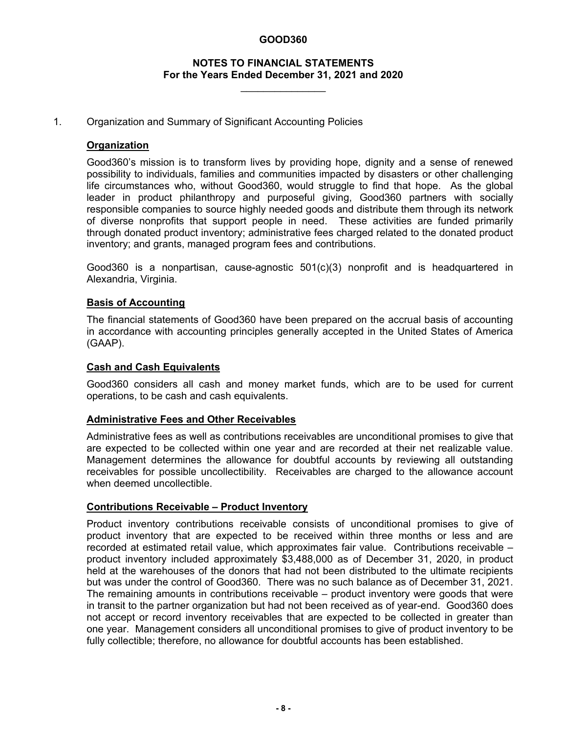# GOOD360

## NOTES TO FINANCIAL STATEMENTS
## For the Years Ended December 31, 2021 and 2020

1. Organization and Summary of Significant Accounting Policies

### Organization

Good360's mission is to transform lives by providing hope, dignity and a sense of renewed possibility to individuals, families and communities impacted by disasters or other challenging life circumstances who, without Good360, would struggle to find that hope. As the global leader in product philanthropy and purposeful giving, Good360 partners with socially responsible companies to source highly needed goods and distribute them through its network of diverse nonprofits that support people in need. These activities are funded primarily through donated product inventory; administrative fees charged related to the donated product inventory; and grants, managed program fees and contributions.

Good360 is a nonpartisan, cause-agnostic 501(c)(3) nonprofit and is headquartered in Alexandria, Virginia.

### Basis of Accounting

The financial statements of Good360 have been prepared on the accrual basis of accounting in accordance with accounting principles generally accepted in the United States of America (GAAP).

### Cash and Cash Equivalents

Good360 considers all cash and money market funds, which are to be used for current operations, to be cash and cash equivalents.

### Administrative Fees and Other Receivables

Administrative fees as well as contributions receivables are unconditional promises to give that are expected to be collected within one year and are recorded at their net realizable value. Management determines the allowance for doubtful accounts by reviewing all outstanding receivables for possible uncollectibility. Receivables are charged to the allowance account when deemed uncollectible.

### Contributions Receivable – Product Inventory

Product inventory contributions receivable consists of unconditional promises to give of product inventory that are expected to be received within three months or less and are recorded at estimated retail value, which approximates fair value. Contributions receivable – product inventory included approximately $3,488,000 as of December 31, 2020, in product held at the warehouses of the donors that had not been distributed to the ultimate recipients but was under the control of Good360. There was no such balance as of December 31, 2021. The remaining amounts in contributions receivable – product inventory were goods that were in transit to the partner organization but had not been received as of year-end. Good360 does not accept or record inventory receivables that are expected to be collected in greater than one year. Management considers all unconditional promises to give of product inventory to be fully collectible; therefore, no allowance for doubtful accounts has been established.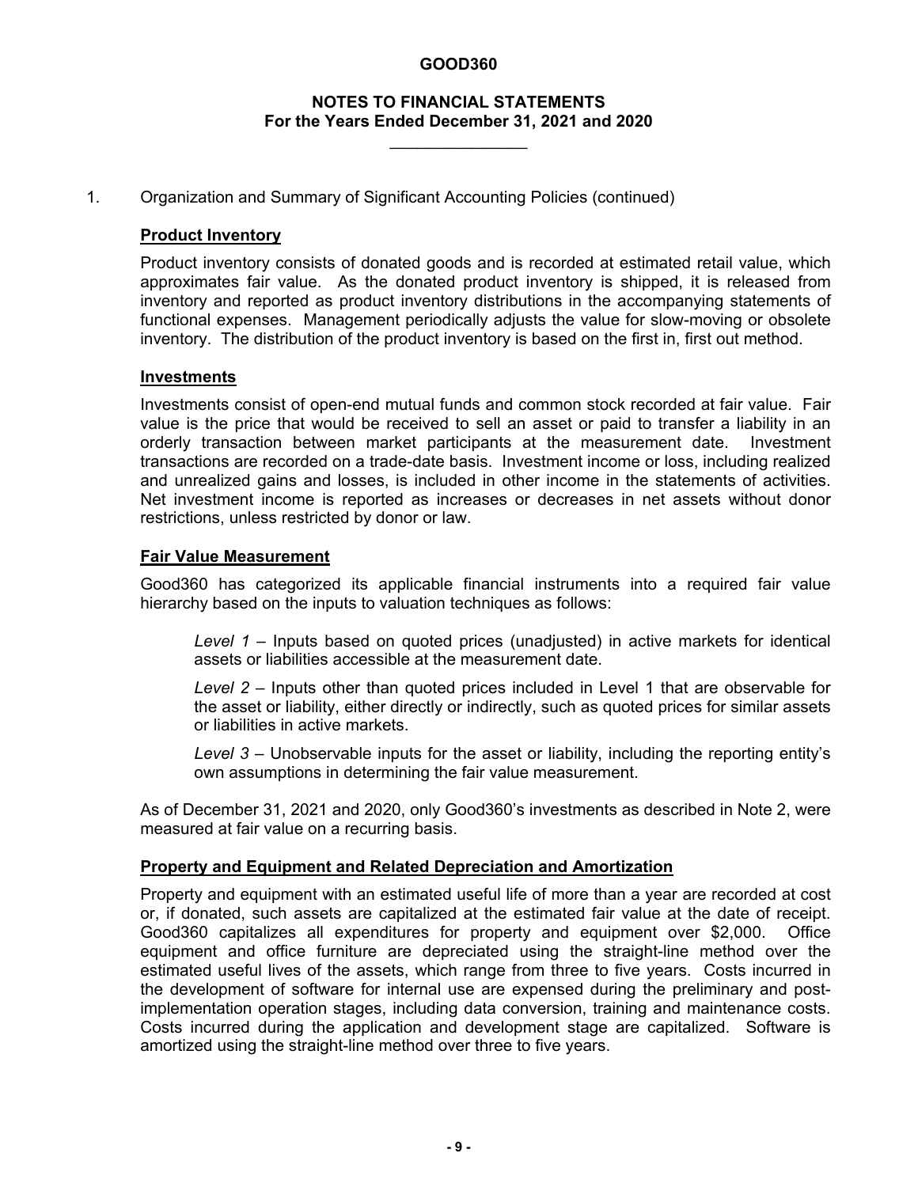# GOOD360

## NOTES TO FINANCIAL STATEMENTS
## For the Years Ended December 31, 2021 and 2020

1. Organization and Summary of Significant Accounting Policies (continued)

**Product Inventory**

Product inventory consists of donated goods and is recorded at estimated retail value, which approximates fair value. As the donated product inventory is shipped, it is released from inventory and reported as product inventory distributions in the accompanying statements of functional expenses. Management periodically adjusts the value for slow-moving or obsolete inventory. The distribution of the product inventory is based on the first in, first out method.

**Investments**

Investments consist of open-end mutual funds and common stock recorded at fair value. Fair value is the price that would be received to sell an asset or paid to transfer a liability in an orderly transaction between market participants at the measurement date. Investment transactions are recorded on a trade-date basis. Investment income or loss, including realized and unrealized gains and losses, is included in other income in the statements of activities. Net investment income is reported as increases or decreases in net assets without donor restrictions, unless restricted by donor or law.

**Fair Value Measurement**

Good360 has categorized its applicable financial instruments into a required fair value hierarchy based on the inputs to valuation techniques as follows:

*Level 1* – Inputs based on quoted prices (unadjusted) in active markets for identical assets or liabilities accessible at the measurement date.

*Level 2* – Inputs other than quoted prices included in Level 1 that are observable for the asset or liability, either directly or indirectly, such as quoted prices for similar assets or liabilities in active markets.

*Level 3* – Unobservable inputs for the asset or liability, including the reporting entity's own assumptions in determining the fair value measurement.

As of December 31, 2021 and 2020, only Good360's investments as described in Note 2, were measured at fair value on a recurring basis.

**Property and Equipment and Related Depreciation and Amortization**

Property and equipment with an estimated useful life of more than a year are recorded at cost or, if donated, such assets are capitalized at the estimated fair value at the date of receipt. Good360 capitalizes all expenditures for property and equipment over $2,000. Office equipment and office furniture are depreciated using the straight-line method over the estimated useful lives of the assets, which range from three to five years. Costs incurred in the development of software for internal use are expensed during the preliminary and post-implementation operation stages, including data conversion, training and maintenance costs. Costs incurred during the application and development stage are capitalized. Software is amortized using the straight-line method over three to five years.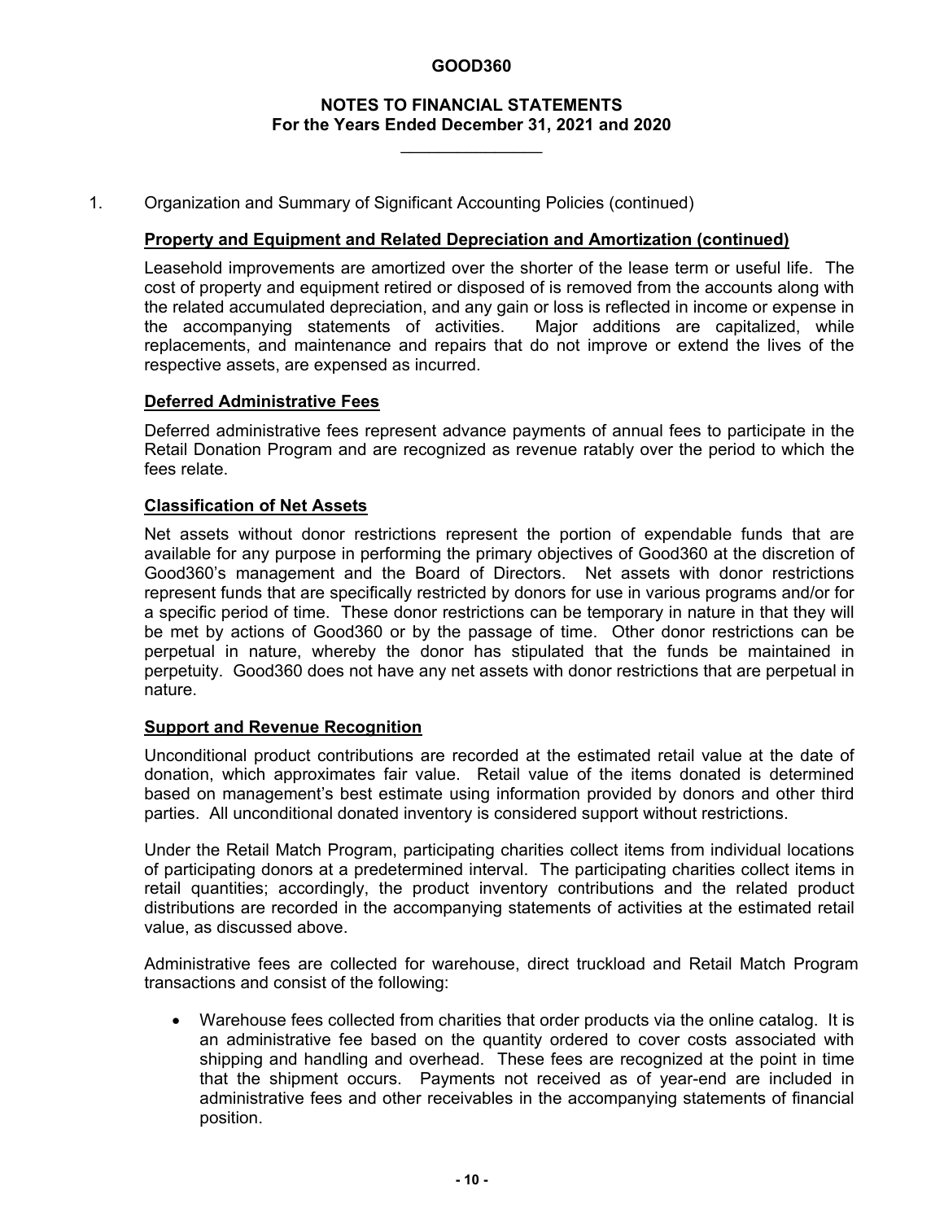# GOOD360

## NOTES TO FINANCIAL STATEMENTS
## For the Years Ended December 31, 2021 and 2020

1. Organization and Summary of Significant Accounting Policies (continued)

**Property and Equipment and Related Depreciation and Amortization (continued)**

Leasehold improvements are amortized over the shorter of the lease term or useful life. The cost of property and equipment retired or disposed of is removed from the accounts along with the related accumulated depreciation, and any gain or loss is reflected in income or expense in the accompanying statements of activities. Major additions are capitalized, while replacements, and maintenance and repairs that do not improve or extend the lives of the respective assets, are expensed as incurred.

**Deferred Administrative Fees**

Deferred administrative fees represent advance payments of annual fees to participate in the Retail Donation Program and are recognized as revenue ratably over the period to which the fees relate.

**Classification of Net Assets**

Net assets without donor restrictions represent the portion of expendable funds that are available for any purpose in performing the primary objectives of Good360 at the discretion of Good360's management and the Board of Directors. Net assets with donor restrictions represent funds that are specifically restricted by donors for use in various programs and/or for a specific period of time. These donor restrictions can be temporary in nature in that they will be met by actions of Good360 or by the passage of time. Other donor restrictions can be perpetual in nature, whereby the donor has stipulated that the funds be maintained in perpetuity. Good360 does not have any net assets with donor restrictions that are perpetual in nature.

**Support and Revenue Recognition**

Unconditional product contributions are recorded at the estimated retail value at the date of donation, which approximates fair value. Retail value of the items donated is determined based on management's best estimate using information provided by donors and other third parties. All unconditional donated inventory is considered support without restrictions.

Under the Retail Match Program, participating charities collect items from individual locations of participating donors at a predetermined interval. The participating charities collect items in retail quantities; accordingly, the product inventory contributions and the related product distributions are recorded in the accompanying statements of activities at the estimated retail value, as discussed above.

Administrative fees are collected for warehouse, direct truckload and Retail Match Program transactions and consist of the following:

- Warehouse fees collected from charities that order products via the online catalog. It is an administrative fee based on the quantity ordered to cover costs associated with shipping and handling and overhead. These fees are recognized at the point in time that the shipment occurs. Payments not received as of year-end are included in administrative fees and other receivables in the accompanying statements of financial position.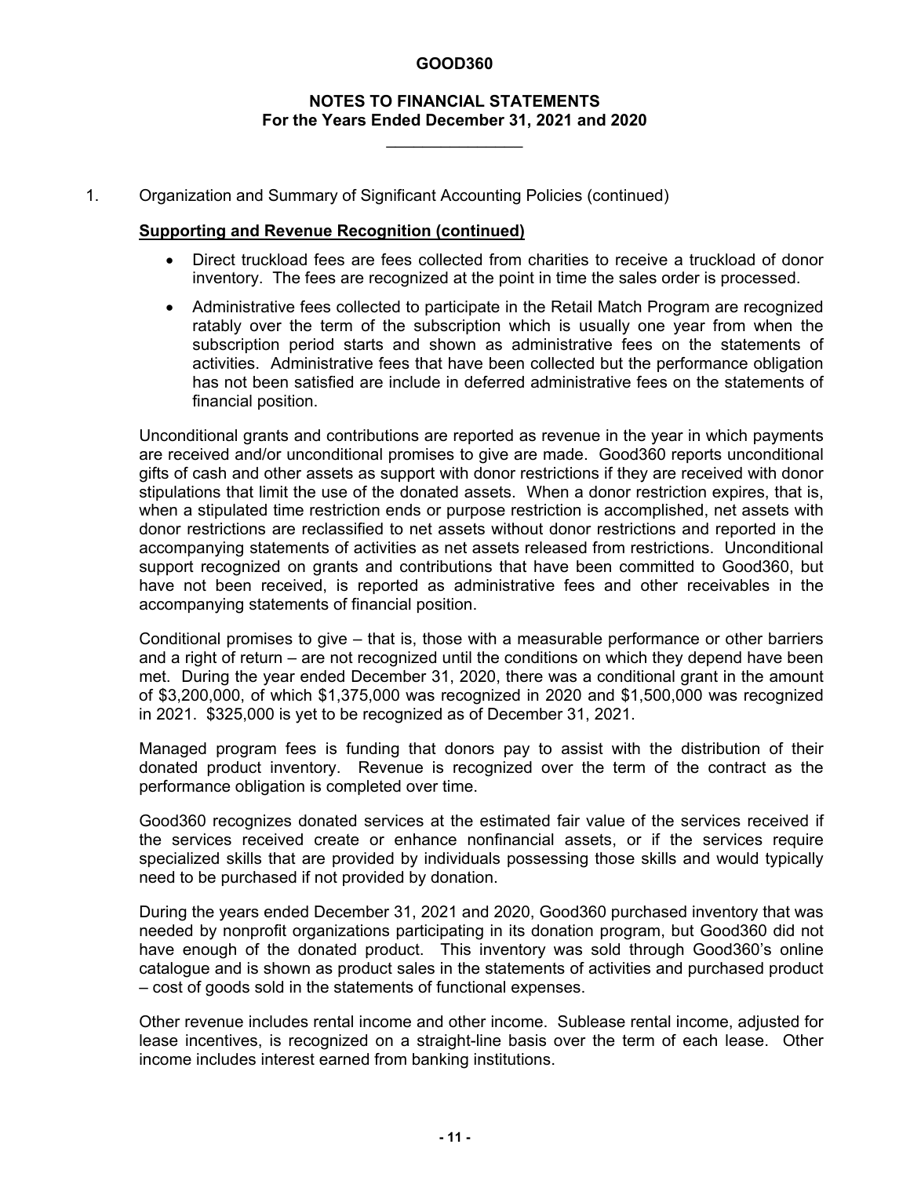# GOOD360

## NOTES TO FINANCIAL STATEMENTS
## For the Years Ended December 31, 2021 and 2020

1. Organization and Summary of Significant Accounting Policies (continued)

**Supporting and Revenue Recognition (continued)**

- Direct truckload fees are fees collected from charities to receive a truckload of donor inventory. The fees are recognized at the point in time the sales order is processed.
- Administrative fees collected to participate in the Retail Match Program are recognized ratably over the term of the subscription which is usually one year from when the subscription period starts and shown as administrative fees on the statements of activities. Administrative fees that have been collected but the performance obligation has not been satisfied are include in deferred administrative fees on the statements of financial position.

Unconditional grants and contributions are reported as revenue in the year in which payments are received and/or unconditional promises to give are made. Good360 reports unconditional gifts of cash and other assets as support with donor restrictions if they are received with donor stipulations that limit the use of the donated assets. When a donor restriction expires, that is, when a stipulated time restriction ends or purpose restriction is accomplished, net assets with donor restrictions are reclassified to net assets without donor restrictions and reported in the accompanying statements of activities as net assets released from restrictions. Unconditional support recognized on grants and contributions that have been committed to Good360, but have not been received, is reported as administrative fees and other receivables in the accompanying statements of financial position.

Conditional promises to give – that is, those with a measurable performance or other barriers and a right of return – are not recognized until the conditions on which they depend have been met. During the year ended December 31, 2020, there was a conditional grant in the amount of $3,200,000, of which $1,375,000 was recognized in 2020 and $1,500,000 was recognized in 2021. $325,000 is yet to be recognized as of December 31, 2021.

Managed program fees is funding that donors pay to assist with the distribution of their donated product inventory. Revenue is recognized over the term of the contract as the performance obligation is completed over time.

Good360 recognizes donated services at the estimated fair value of the services received if the services received create or enhance nonfinancial assets, or if the services require specialized skills that are provided by individuals possessing those skills and would typically need to be purchased if not provided by donation.

During the years ended December 31, 2021 and 2020, Good360 purchased inventory that was needed by nonprofit organizations participating in its donation program, but Good360 did not have enough of the donated product. This inventory was sold through Good360's online catalogue and is shown as product sales in the statements of activities and purchased product – cost of goods sold in the statements of functional expenses.

Other revenue includes rental income and other income. Sublease rental income, adjusted for lease incentives, is recognized on a straight-line basis over the term of each lease. Other income includes interest earned from banking institutions.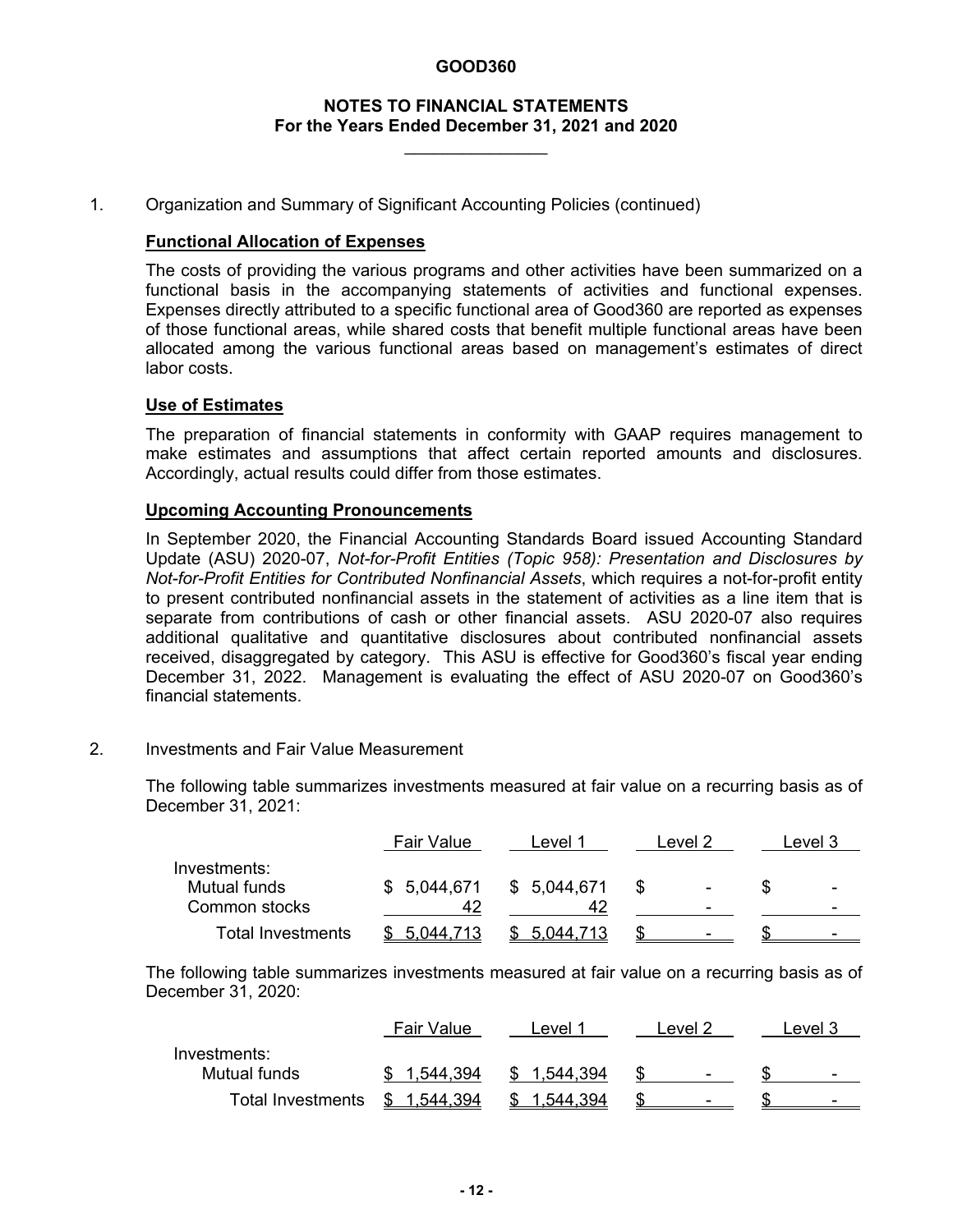**GOOD360**

**NOTES TO FINANCIAL STATEMENTS**
**For the Years Ended December 31, 2021 and 2020**

1. Organization and Summary of Significant Accounting Policies (continued)

**Functional Allocation of Expenses**

The costs of providing the various programs and other activities have been summarized on a functional basis in the accompanying statements of activities and functional expenses. Expenses directly attributed to a specific functional area of Good360 are reported as expenses of those functional areas, while shared costs that benefit multiple functional areas have been allocated among the various functional areas based on management's estimates of direct labor costs.

**Use of Estimates**

The preparation of financial statements in conformity with GAAP requires management to make estimates and assumptions that affect certain reported amounts and disclosures. Accordingly, actual results could differ from those estimates.

**Upcoming Accounting Pronouncements**

In September 2020, the Financial Accounting Standards Board issued Accounting Standard Update (ASU) 2020-07, *Not-for-Profit Entities (Topic 958): Presentation and Disclosures by Not-for-Profit Entities for Contributed Nonfinancial Assets*, which requires a not-for-profit entity to present contributed nonfinancial assets in the statement of activities as a line item that is separate from contributions of cash or other financial assets. ASU 2020-07 also requires additional qualitative and quantitative disclosures about contributed nonfinancial assets received, disaggregated by category. This ASU is effective for Good360's fiscal year ending December 31, 2022. Management is evaluating the effect of ASU 2020-07 on Good360's financial statements.

2. Investments and Fair Value Measurement

The following table summarizes investments measured at fair value on a recurring basis as of December 31, 2021:

| | Fair Value | Level 1 | Level 2 | Level 3 |
|---|---|---|---|---|
| Investments: | | | | |
| Mutual funds | $ 5,044,671 | $ 5,044,671 | $ - | $ - |
| Common stocks | 42 | 42 | - | - |
| Total Investments | $ 5,044,713 | $ 5,044,713 | $ - | $ - |

The following table summarizes investments measured at fair value on a recurring basis as of December 31, 2020:

| | Fair Value | Level 1 | Level 2 | Level 3 |
|---|---|---|---|---|
| Investments: | | | | |
| Mutual funds | $ 1,544,394 | $ 1,544,394 | $ - | $ - |
| Total Investments | $ 1,544,394 | $ 1,544,394 | $ - | $ - |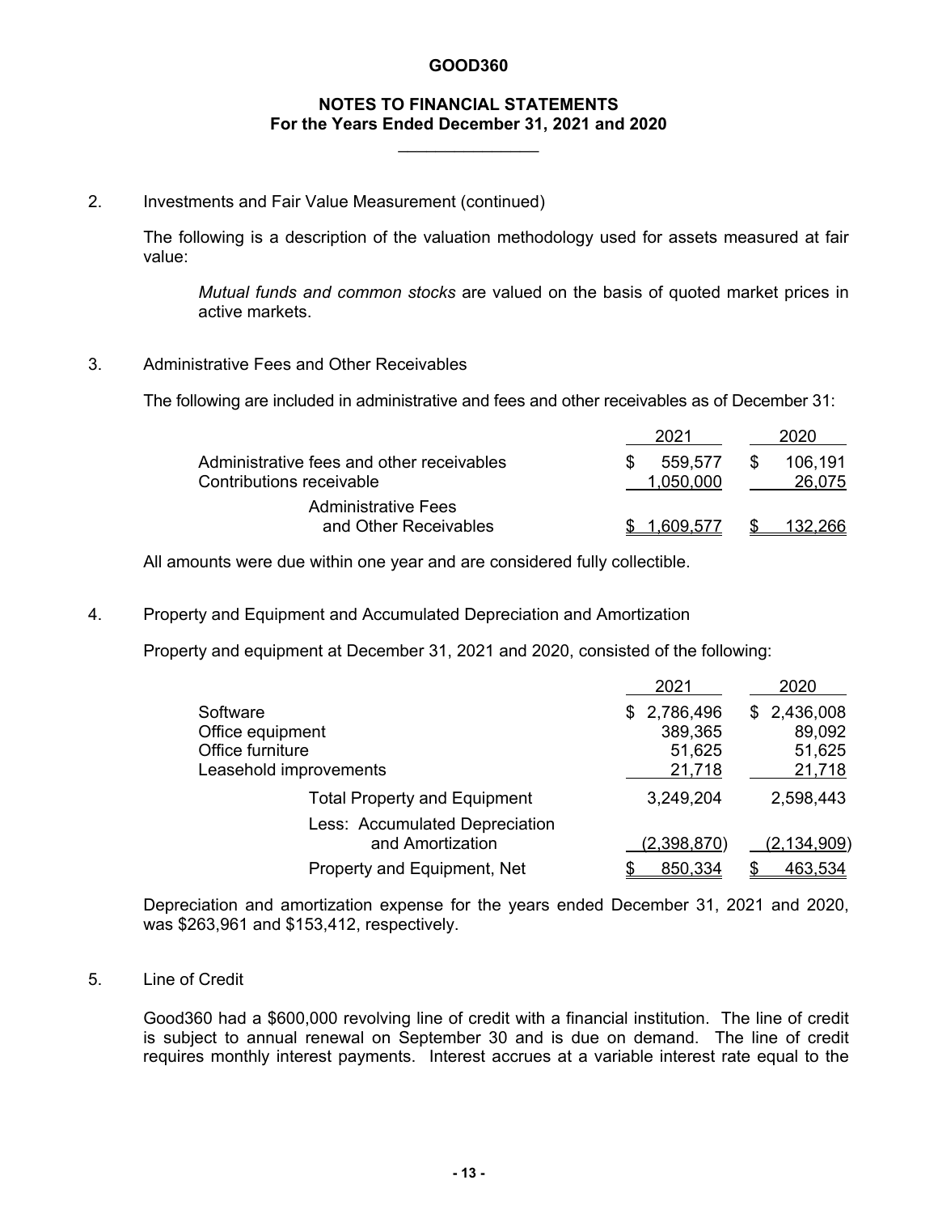## 2. Investments and Fair Value Measurement (continued)

The following is a description of the valuation methodology used for assets measured at fair value:

*Mutual funds and common stocks* are valued on the basis of quoted market prices in active markets.

## 3. Administrative Fees and Other Receivables

The following are included in administrative and fees and other receivables as of December 31:

| | 2021 | 2020 |
|---|---|---|
| Administrative fees and other receivables | $ 559,577 | $ 106,191 |
| Contributions receivable | 1,050,000 | 26,075 |
| Administrative Fees and Other Receivables | $ 1,609,577 | $ 132,266 |

All amounts were due within one year and are considered fully collectible.

## 4. Property and Equipment and Accumulated Depreciation and Amortization

Property and equipment at December 31, 2021 and 2020, consisted of the following:

| | 2021 | 2020 |
|---|---|---|
| Software | $ 2,786,496 | $ 2,436,008 |
| Office equipment | 389,365 | 89,092 |
| Office furniture | 51,625 | 51,625 |
| Leasehold improvements | 21,718 | 21,718 |
| Total Property and Equipment | 3,249,204 | 2,598,443 |
| Less: Accumulated Depreciation and Amortization | (2,398,870) | (2,134,909) |
| Property and Equipment, Net | $ 850,334 | $ 463,534 |

Depreciation and amortization expense for the years ended December 31, 2021 and 2020, was $263,961 and $153,412, respectively.

## 5. Line of Credit

Good360 had a $600,000 revolving line of credit with a financial institution. The line of credit is subject to annual renewal on September 30 and is due on demand. The line of credit requires monthly interest payments. Interest accrues at a variable interest rate equal to the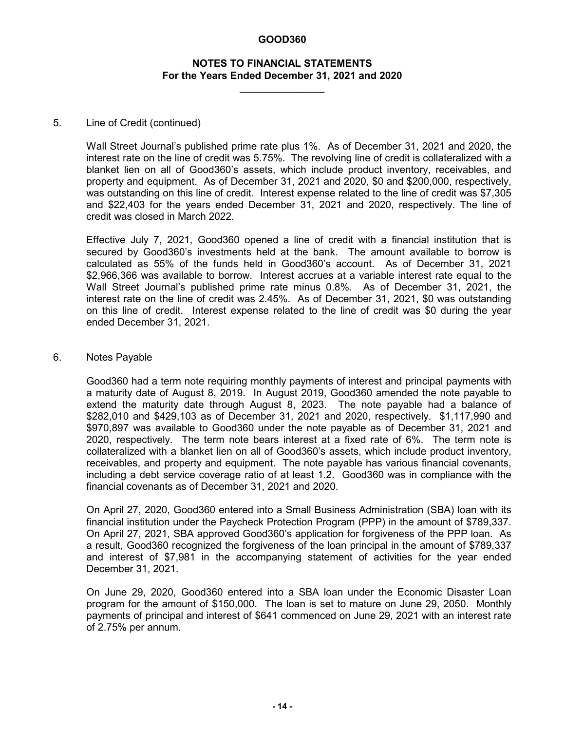5. Line of Credit (continued)

Wall Street Journal's published prime rate plus 1%. As of December 31, 2021 and 2020, the interest rate on the line of credit was 5.75%. The revolving line of credit is collateralized with a blanket lien on all of Good360's assets, which include product inventory, receivables, and property and equipment. As of December 31, 2021 and 2020, $0 and $200,000, respectively, was outstanding on this line of credit. Interest expense related to the line of credit was $7,305 and $22,403 for the years ended December 31, 2021 and 2020, respectively. The line of credit was closed in March 2022.

Effective July 7, 2021, Good360 opened a line of credit with a financial institution that is secured by Good360's investments held at the bank. The amount available to borrow is calculated as 55% of the funds held in Good360's account. As of December 31, 2021 $2,966,366 was available to borrow. Interest accrues at a variable interest rate equal to the Wall Street Journal's published prime rate minus 0.8%. As of December 31, 2021, the interest rate on the line of credit was 2.45%. As of December 31, 2021, $0 was outstanding on this line of credit. Interest expense related to the line of credit was $0 during the year ended December 31, 2021.

6. Notes Payable

Good360 had a term note requiring monthly payments of interest and principal payments with a maturity date of August 8, 2019. In August 2019, Good360 amended the note payable to extend the maturity date through August 8, 2023. The note payable had a balance of $282,010 and $429,103 as of December 31, 2021 and 2020, respectively. $1,117,990 and $970,897 was available to Good360 under the note payable as of December 31, 2021 and 2020, respectively. The term note bears interest at a fixed rate of 6%. The term note is collateralized with a blanket lien on all of Good360's assets, which include product inventory, receivables, and property and equipment. The note payable has various financial covenants, including a debt service coverage ratio of at least 1.2. Good360 was in compliance with the financial covenants as of December 31, 2021 and 2020.

On April 27, 2020, Good360 entered into a Small Business Administration (SBA) loan with its financial institution under the Paycheck Protection Program (PPP) in the amount of $789,337. On April 27, 2021, SBA approved Good360's application for forgiveness of the PPP loan. As a result, Good360 recognized the forgiveness of the loan principal in the amount of $789,337 and interest of $7,981 in the accompanying statement of activities for the year ended December 31, 2021.

On June 29, 2020, Good360 entered into a SBA loan under the Economic Disaster Loan program for the amount of $150,000. The loan is set to mature on June 29, 2050. Monthly payments of principal and interest of $641 commenced on June 29, 2021 with an interest rate of 2.75% per annum.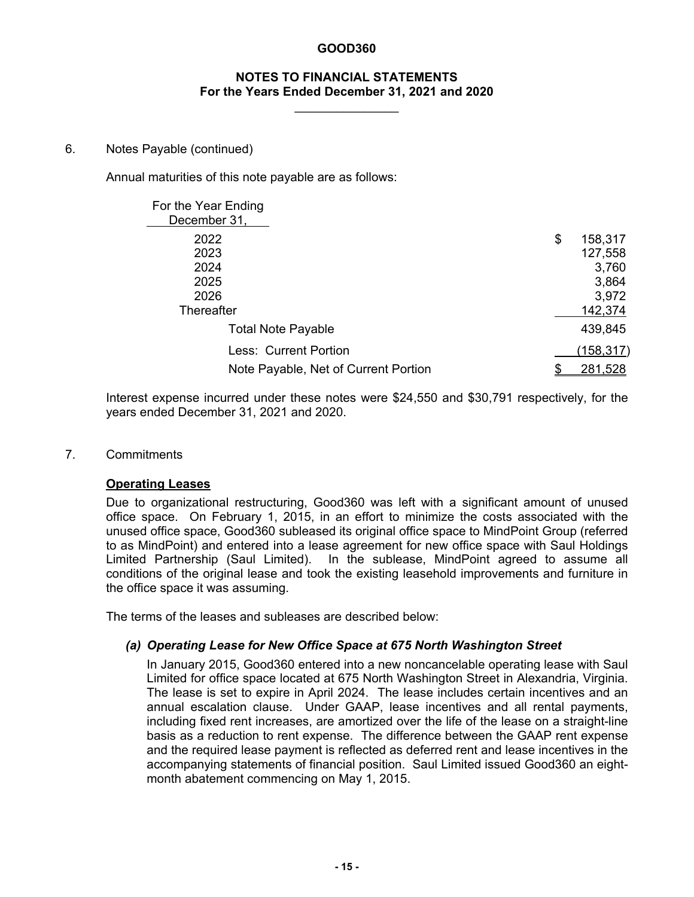6. Notes Payable (continued)

Annual maturities of this note payable are as follows:

| For the Year Ending December 31, | |
|---|---|
| 2022 | $ 158,317 |
| 2023 | 127,558 |
| 2024 | 3,760 |
| 2025 | 3,864 |
| 2026 | 3,972 |
| Thereafter | 142,374 |
| Total Note Payable | 439,845 |
| Less: Current Portion | (158,317) |
| Note Payable, Net of Current Portion | $ 281,528 |

Interest expense incurred under these notes were $24,550 and $30,791 respectively, for the years ended December 31, 2021 and 2020.

7. Commitments

**Operating Leases**

Due to organizational restructuring, Good360 was left with a significant amount of unused office space. On February 1, 2015, in an effort to minimize the costs associated with the unused office space, Good360 subleased its original office space to MindPoint Group (referred to as MindPoint) and entered into a lease agreement for new office space with Saul Holdings Limited Partnership (Saul Limited). In the sublease, MindPoint agreed to assume all conditions of the original lease and took the existing leasehold improvements and furniture in the office space it was assuming.

The terms of the leases and subleases are described below:

***(a) Operating Lease for New Office Space at 675 North Washington Street***

In January 2015, Good360 entered into a new noncancelable operating lease with Saul Limited for office space located at 675 North Washington Street in Alexandria, Virginia. The lease is set to expire in April 2024. The lease includes certain incentives and an annual escalation clause. Under GAAP, lease incentives and all rental payments, including fixed rent increases, are amortized over the life of the lease on a straight-line basis as a reduction to rent expense. The difference between the GAAP rent expense and the required lease payment is reflected as deferred rent and lease incentives in the accompanying statements of financial position. Saul Limited issued Good360 an eight-month abatement commencing on May 1, 2015.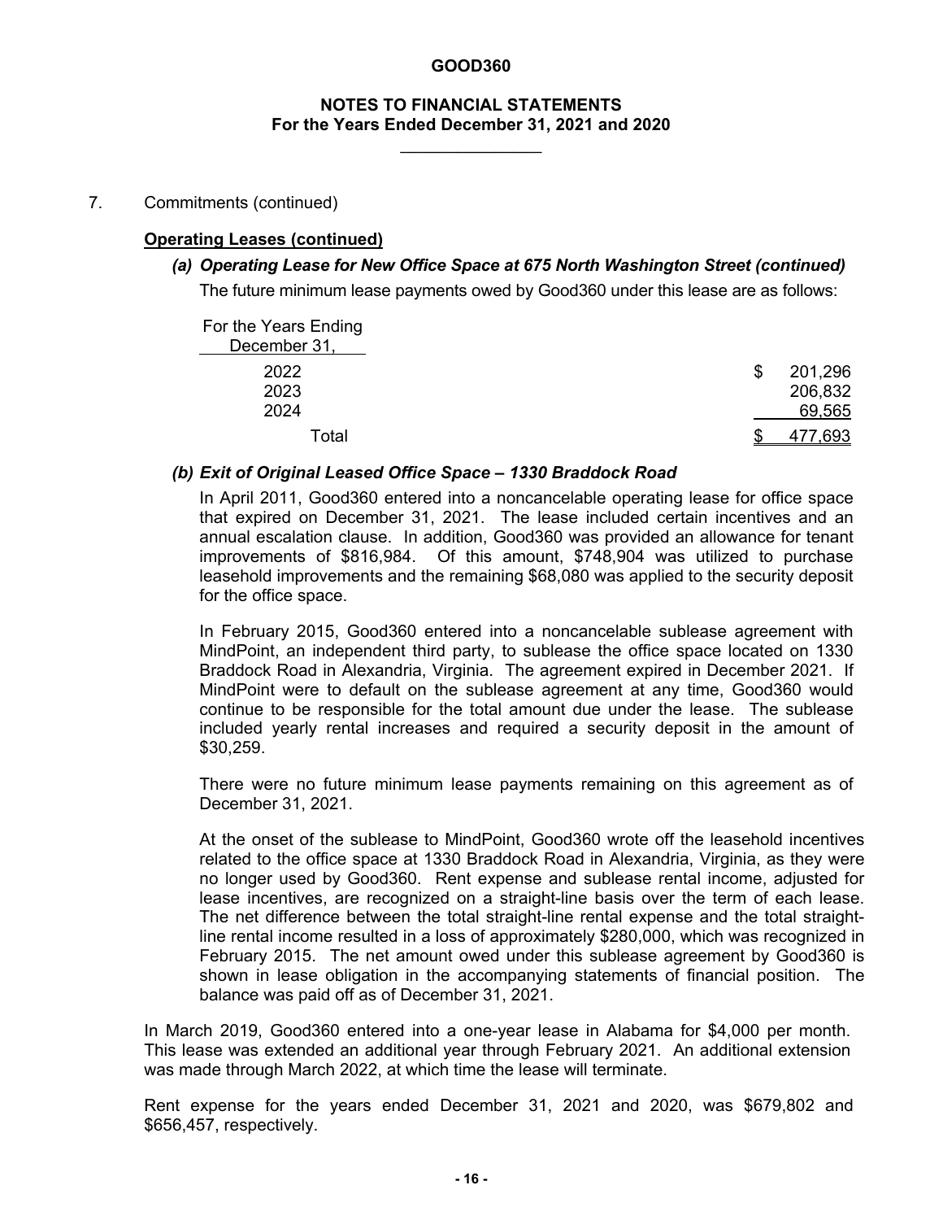7. Commitments (continued)

**Operating Leases (continued)**

***(a) Operating Lease for New Office Space at 675 North Washington Street (continued)***

The future minimum lease payments owed by Good360 under this lease are as follows:

| For the Years Ending December 31, | |
|---|---|
| 2022 | $ 201,296 |
| 2023 | 206,832 |
| 2024 | 69,565 |
| Total | $ 477,693 |

***(b) Exit of Original Leased Office Space – 1330 Braddock Road***

In April 2011, Good360 entered into a noncancelable operating lease for office space that expired on December 31, 2021. The lease included certain incentives and an annual escalation clause. In addition, Good360 was provided an allowance for tenant improvements of $816,984. Of this amount, $748,904 was utilized to purchase leasehold improvements and the remaining $68,080 was applied to the security deposit for the office space.

In February 2015, Good360 entered into a noncancelable sublease agreement with MindPoint, an independent third party, to sublease the office space located on 1330 Braddock Road in Alexandria, Virginia. The agreement expired in December 2021. If MindPoint were to default on the sublease agreement at any time, Good360 would continue to be responsible for the total amount due under the lease. The sublease included yearly rental increases and required a security deposit in the amount of $30,259.

There were no future minimum lease payments remaining on this agreement as of December 31, 2021.

At the onset of the sublease to MindPoint, Good360 wrote off the leasehold incentives related to the office space at 1330 Braddock Road in Alexandria, Virginia, as they were no longer used by Good360. Rent expense and sublease rental income, adjusted for lease incentives, are recognized on a straight-line basis over the term of each lease. The net difference between the total straight-line rental expense and the total straight-line rental income resulted in a loss of approximately $280,000, which was recognized in February 2015. The net amount owed under this sublease agreement by Good360 is shown in lease obligation in the accompanying statements of financial position. The balance was paid off as of December 31, 2021.

In March 2019, Good360 entered into a one-year lease in Alabama for $4,000 per month. This lease was extended an additional year through February 2021. An additional extension was made through March 2022, at which time the lease will terminate.

Rent expense for the years ended December 31, 2021 and 2020, was $679,802 and $656,457, respectively.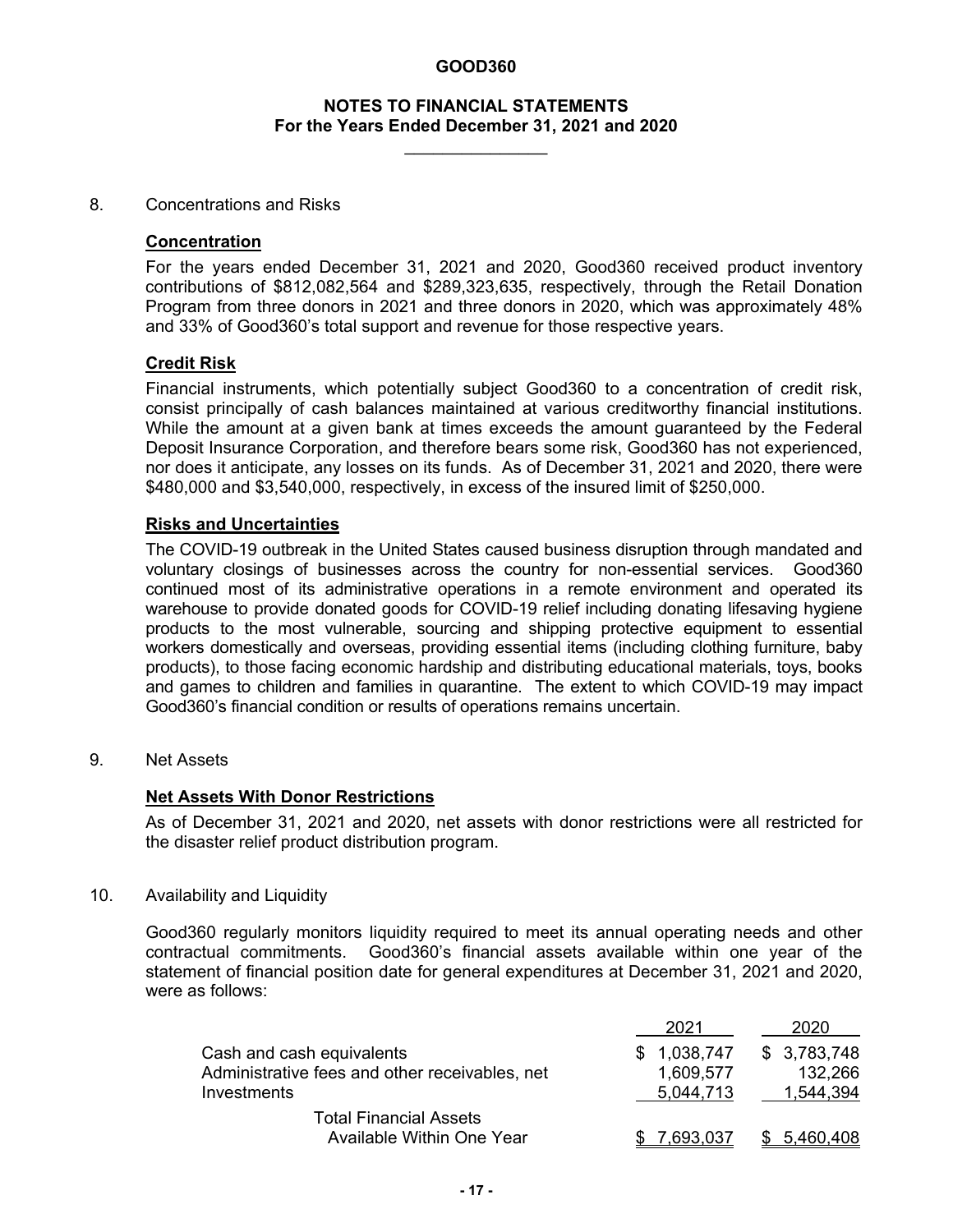# GOOD360

## NOTES TO FINANCIAL STATEMENTS
## For the Years Ended December 31, 2021 and 2020

8. Concentrations and Risks

### Concentration

For the years ended December 31, 2021 and 2020, Good360 received product inventory contributions of $812,082,564 and $289,323,635, respectively, through the Retail Donation Program from three donors in 2021 and three donors in 2020, which was approximately 48% and 33% of Good360's total support and revenue for those respective years.

### Credit Risk

Financial instruments, which potentially subject Good360 to a concentration of credit risk, consist principally of cash balances maintained at various creditworthy financial institutions. While the amount at a given bank at times exceeds the amount guaranteed by the Federal Deposit Insurance Corporation, and therefore bears some risk, Good360 has not experienced, nor does it anticipate, any losses on its funds. As of December 31, 2021 and 2020, there were $480,000 and $3,540,000, respectively, in excess of the insured limit of $250,000.

### Risks and Uncertainties

The COVID-19 outbreak in the United States caused business disruption through mandated and voluntary closings of businesses across the country for non-essential services. Good360 continued most of its administrative operations in a remote environment and operated its warehouse to provide donated goods for COVID-19 relief including donating lifesaving hygiene products to the most vulnerable, sourcing and shipping protective equipment to essential workers domestically and overseas, providing essential items (including clothing furniture, baby products), to those facing economic hardship and distributing educational materials, toys, books and games to children and families in quarantine. The extent to which COVID-19 may impact Good360's financial condition or results of operations remains uncertain.

9. Net Assets

### Net Assets With Donor Restrictions

As of December 31, 2021 and 2020, net assets with donor restrictions were all restricted for the disaster relief product distribution program.

10. Availability and Liquidity

Good360 regularly monitors liquidity required to meet its annual operating needs and other contractual commitments. Good360's financial assets available within one year of the statement of financial position date for general expenditures at December 31, 2021 and 2020, were as follows:

| | 2021 | 2020 |
|---|---|---|
| Cash and cash equivalents | $ 1,038,747 | $ 3,783,748 |
| Administrative fees and other receivables, net | 1,609,577 | 132,266 |
| Investments | 5,044,713 | 1,544,394 |
| Total Financial Assets Available Within One Year | $ 7,693,037 | $ 5,460,408 |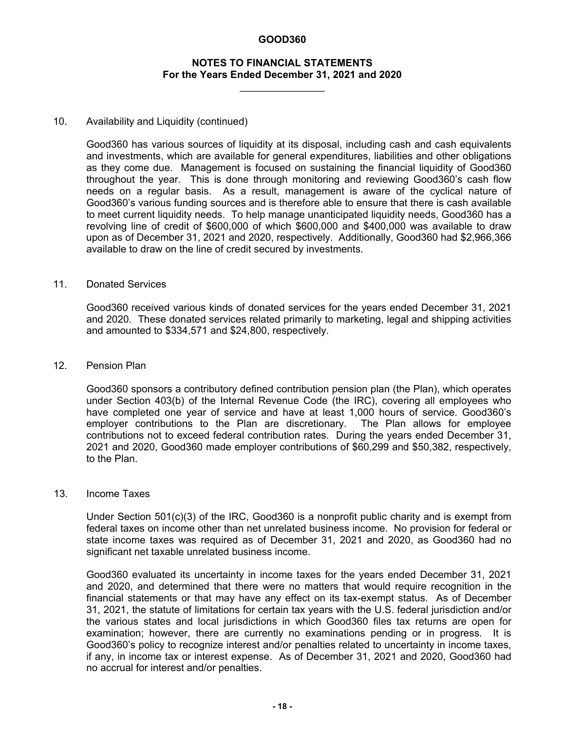## 10. Availability and Liquidity (continued)

Good360 has various sources of liquidity at its disposal, including cash and cash equivalents and investments, which are available for general expenditures, liabilities and other obligations as they come due. Management is focused on sustaining the financial liquidity of Good360 throughout the year. This is done through monitoring and reviewing Good360's cash flow needs on a regular basis. As a result, management is aware of the cyclical nature of Good360's various funding sources and is therefore able to ensure that there is cash available to meet current liquidity needs. To help manage unanticipated liquidity needs, Good360 has a revolving line of credit of $600,000 of which $600,000 and $400,000 was available to draw upon as of December 31, 2021 and 2020, respectively. Additionally, Good360 had $2,966,366 available to draw on the line of credit secured by investments.

## 11. Donated Services

Good360 received various kinds of donated services for the years ended December 31, 2021 and 2020. These donated services related primarily to marketing, legal and shipping activities and amounted to $334,571 and $24,800, respectively.

## 12. Pension Plan

Good360 sponsors a contributory defined contribution pension plan (the Plan), which operates under Section 403(b) of the Internal Revenue Code (the IRC), covering all employees who have completed one year of service and have at least 1,000 hours of service. Good360's employer contributions to the Plan are discretionary. The Plan allows for employee contributions not to exceed federal contribution rates. During the years ended December 31, 2021 and 2020, Good360 made employer contributions of $60,299 and $50,382, respectively, to the Plan.

## 13. Income Taxes

Under Section 501(c)(3) of the IRC, Good360 is a nonprofit public charity and is exempt from federal taxes on income other than net unrelated business income. No provision for federal or state income taxes was required as of December 31, 2021 and 2020, as Good360 had no significant net taxable unrelated business income.

Good360 evaluated its uncertainty in income taxes for the years ended December 31, 2021 and 2020, and determined that there were no matters that would require recognition in the financial statements or that may have any effect on its tax-exempt status. As of December 31, 2021, the statute of limitations for certain tax years with the U.S. federal jurisdiction and/or the various states and local jurisdictions in which Good360 files tax returns are open for examination; however, there are currently no examinations pending or in progress. It is Good360's policy to recognize interest and/or penalties related to uncertainty in income taxes, if any, in income tax or interest expense. As of December 31, 2021 and 2020, Good360 had no accrual for interest and/or penalties.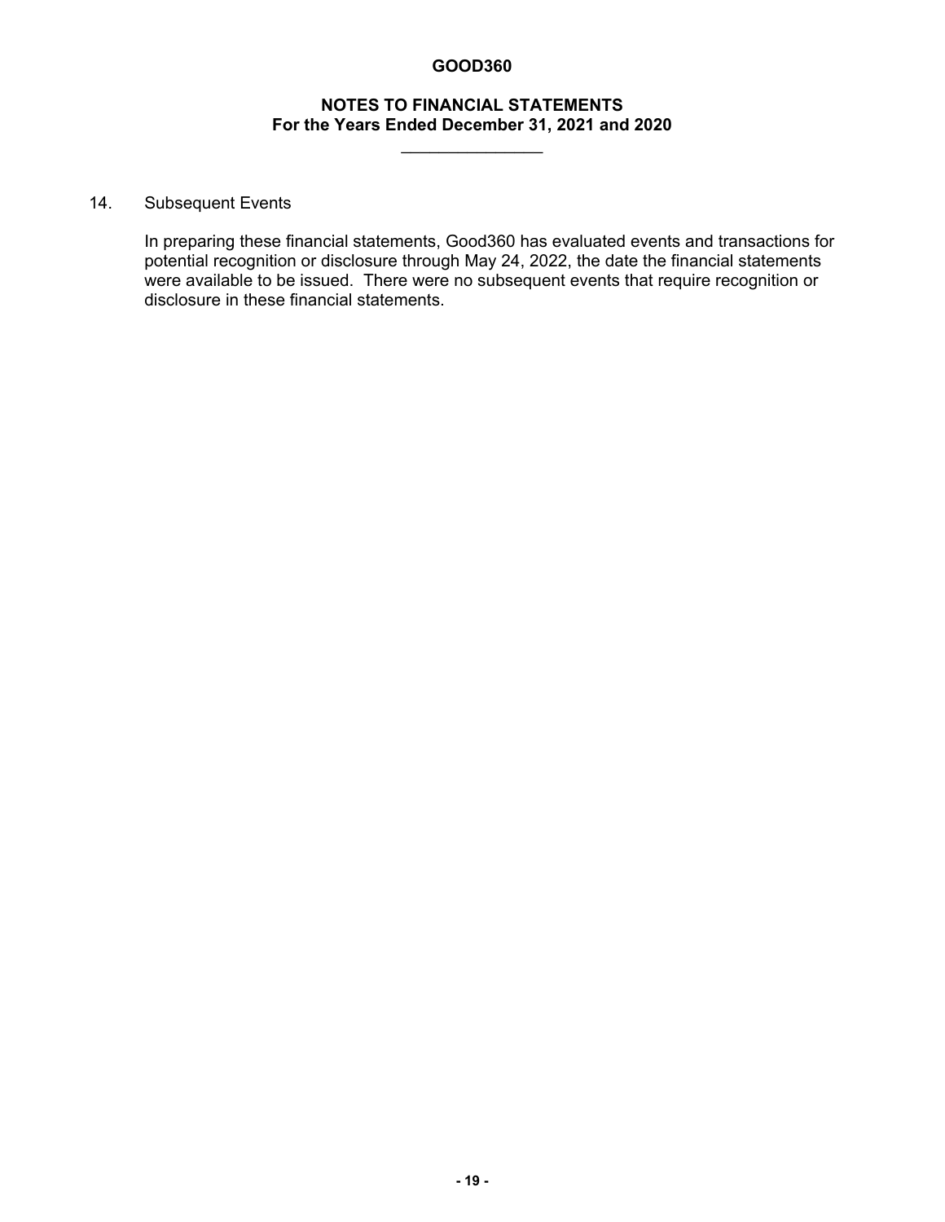## 14. Subsequent Events

In preparing these financial statements, Good360 has evaluated events and transactions for potential recognition or disclosure through May 24, 2022, the date the financial statements were available to be issued. There were no subsequent events that require recognition or disclosure in these financial statements.